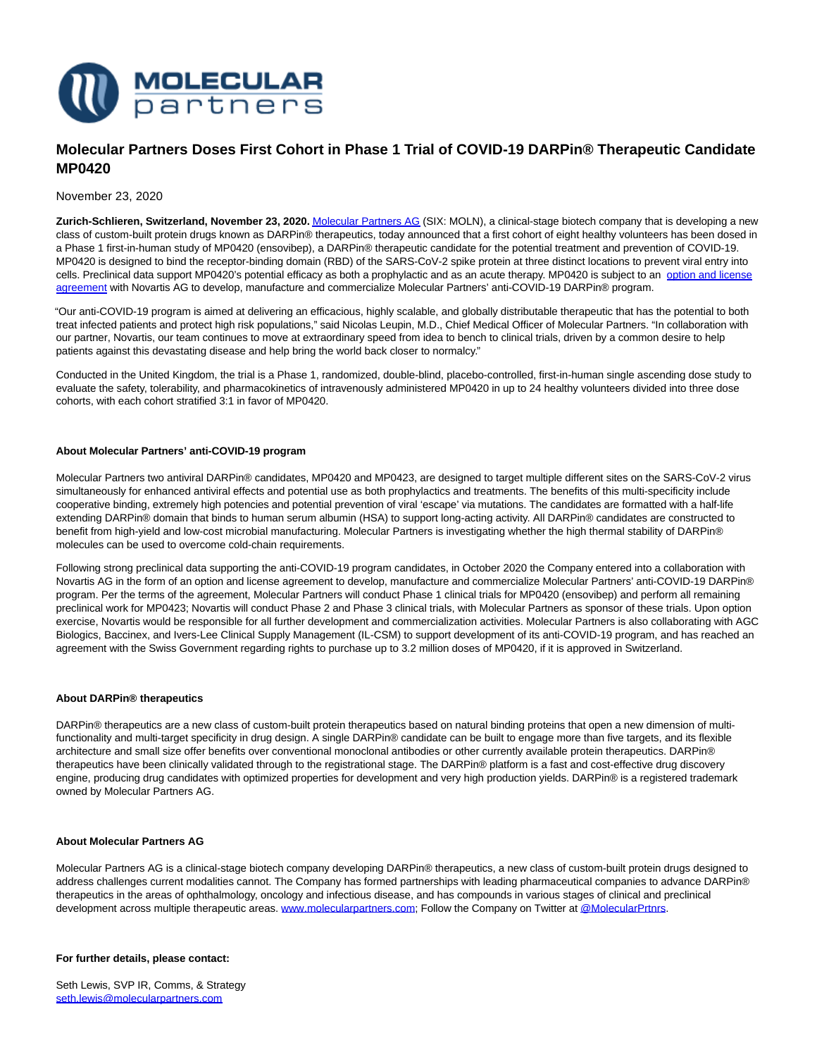# Molecular Partners Doses First Cohort in Phase 1 Trial of COVID-19 DARPin® Therapeutic Candidate MP0420

November 23, 2020

**Zurich-Schlieren, Switzerland, November 23, 2020.** Molecular Partners AG (SIX: MOLN), a clinical-stage biotech company that is developing a new class of custom-built protein drugs known as DARPin® therapeutics, today announced that a first cohort of eight healthy volunteers has been dosed in a Phase 1 first-in-human study of MP0420 (ensovibep), a DARPin® therapeutic candidate for the potential treatment and prevention of COVID-19. MP0420 is designed to bind the receptor-binding domain (RBD) of the SARS-CoV-2 spike protein at three distinct locations to prevent viral entry into cells. Preclinical data support MP0420's potential efficacy as both a prophylactic and as an acute therapy. MP0420 is subject to an option and license agreement with Novartis AG to develop, manufacture and commercialize Molecular Partners' anti-COVID-19 DARPin® program.

"Our anti-COVID-19 program is aimed at delivering an efficacious, highly scalable, and globally distributable therapeutic that has the potential to both treat infected patients and protect high risk populations," said Nicolas Leupin, M.D., Chief Medical Officer of Molecular Partners. "In collaboration with our partner, Novartis, our team continues to move at extraordinary speed from idea to bench to clinical trials, driven by a common desire to help patients against this devastating disease and help bring the world back closer to normalcy."

Conducted in the United Kingdom, the trial is a Phase 1, randomized, double-blind, placebo-controlled, first-in-human single ascending dose study to evaluate the safety, tolerability, and pharmacokinetics of intravenously administered MP0420 in up to 24 healthy volunteers divided into three dose cohorts, with each cohort stratified 3:1 in favor of MP0420.

### About Molecular Partners' anti-COVID-19 program

Molecular Partners two antiviral DARPin® candidates, MP0420 and MP0423, are designed to target multiple different sites on the SARS-CoV-2 virus simultaneously for enhanced antiviral effects and potential use as both prophylactics and treatments. The benefits of this multi-specificity include cooperative binding, extremely high potencies and potential prevention of viral 'escape' via mutations. The candidates are formatted with a half-life extending DARPin® domain that binds to human serum albumin (HSA) to support long-acting activity. All DARPin® candidates are constructed to benefit from high-yield and low-cost microbial manufacturing. Molecular Partners is investigating whether the high thermal stability of DARPin® molecules can be used to overcome cold-chain requirements.

Following strong preclinical data supporting the anti-COVID-19 program candidates, in October 2020 the Company entered into a collaboration with Novartis AG in the form of an option and license agreement to develop, manufacture and commercialize Molecular Partners' anti-COVID-19 DARPin® program. Per the terms of the agreement, Molecular Partners will conduct Phase 1 clinical trials for MP0420 (ensovibep) and perform all remaining preclinical work for MP0423; Novartis will conduct Phase 2 and Phase 3 clinical trials, with Molecular Partners as sponsor of these trials. Upon option exercise, Novartis would be responsible for all further development and commercialization activities. Molecular Partners is also collaborating with AGC Biologics, Baccinex, and Ivers-Lee Clinical Supply Management (IL-CSM) to support development of its anti-COVID-19 program, and has reached an agreement with the Swiss Government regarding rights to purchase up to 3.2 million doses of MP0420, if it is approved in Switzerland.

### About DARPin® therapeutics

DARPin® therapeutics are a new class of custom-built protein therapeutics based on natural binding proteins that open a new dimension of multi-functionality and multi-target specificity in drug design. A single DARPin® candidate can be built to engage more than five targets, and its flexible architecture and small size offer benefits over conventional monoclonal antibodies or other currently available protein therapeutics. DARPin® therapeutics have been clinically validated through to the registrational stage. The DARPin® platform is a fast and cost-effective drug discovery engine, producing drug candidates with optimized properties for development and very high production yields. DARPin® is a registered trademark owned by Molecular Partners AG.

### About Molecular Partners AG

Molecular Partners AG is a clinical-stage biotech company developing DARPin® therapeutics, a new class of custom-built protein drugs designed to address challenges current modalities cannot. The Company has formed partnerships with leading pharmaceutical companies to advance DARPin® therapeutics in the areas of ophthalmology, oncology and infectious disease, and has compounds in various stages of clinical and preclinical development across multiple therapeutic areas. www.molecularpartners.com; Follow the Company on Twitter at @MolecularPrtnrs.

**For further details, please contact:**

Seth Lewis, SVP IR, Comms, & Strategy
seth.lewis@molecularpartners.com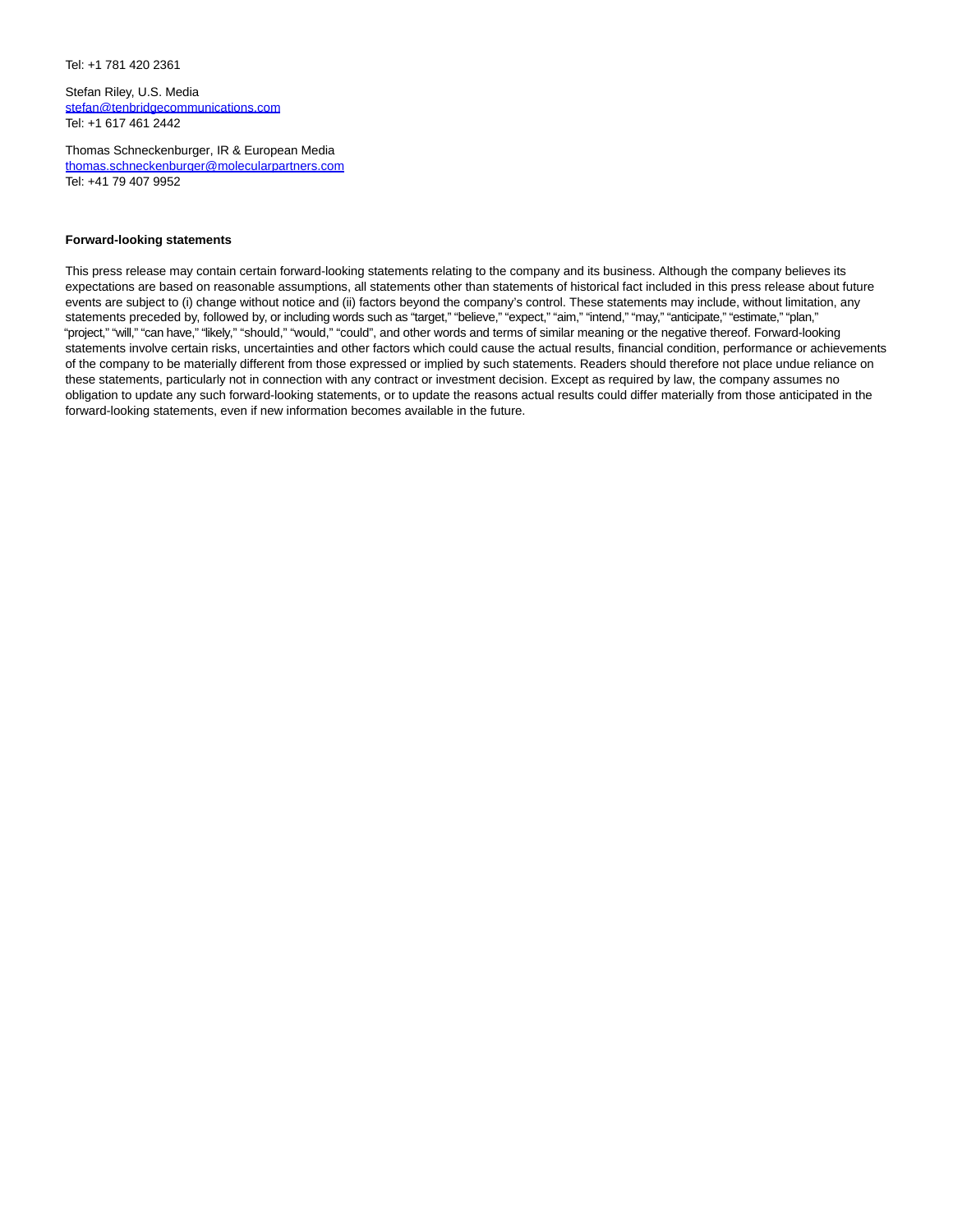Tel: +1 781 420 2361

Stefan Riley, U.S. Media
stefan@tenbridgecommunications.com
Tel: +1 617 461 2442

Thomas Schneckenburger, IR & European Media
thomas.schneckenburger@molecularpartners.com
Tel: +41 79 407 9952

**Forward-looking statements**

This press release may contain certain forward-looking statements relating to the company and its business. Although the company believes its expectations are based on reasonable assumptions, all statements other than statements of historical fact included in this press release about future events are subject to (i) change without notice and (ii) factors beyond the company's control. These statements may include, without limitation, any statements preceded by, followed by, or including words such as "target," "believe," "expect," "aim," "intend," "may," "anticipate," "estimate," "plan," "project," "will," "can have," "likely," "should," "would," "could", and other words and terms of similar meaning or the negative thereof. Forward-looking statements involve certain risks, uncertainties and other factors which could cause the actual results, financial condition, performance or achievements of the company to be materially different from those expressed or implied by such statements. Readers should therefore not place undue reliance on these statements, particularly not in connection with any contract or investment decision. Except as required by law, the company assumes no obligation to update any such forward-looking statements, or to update the reasons actual results could differ materially from those anticipated in the forward-looking statements, even if new information becomes available in the future.